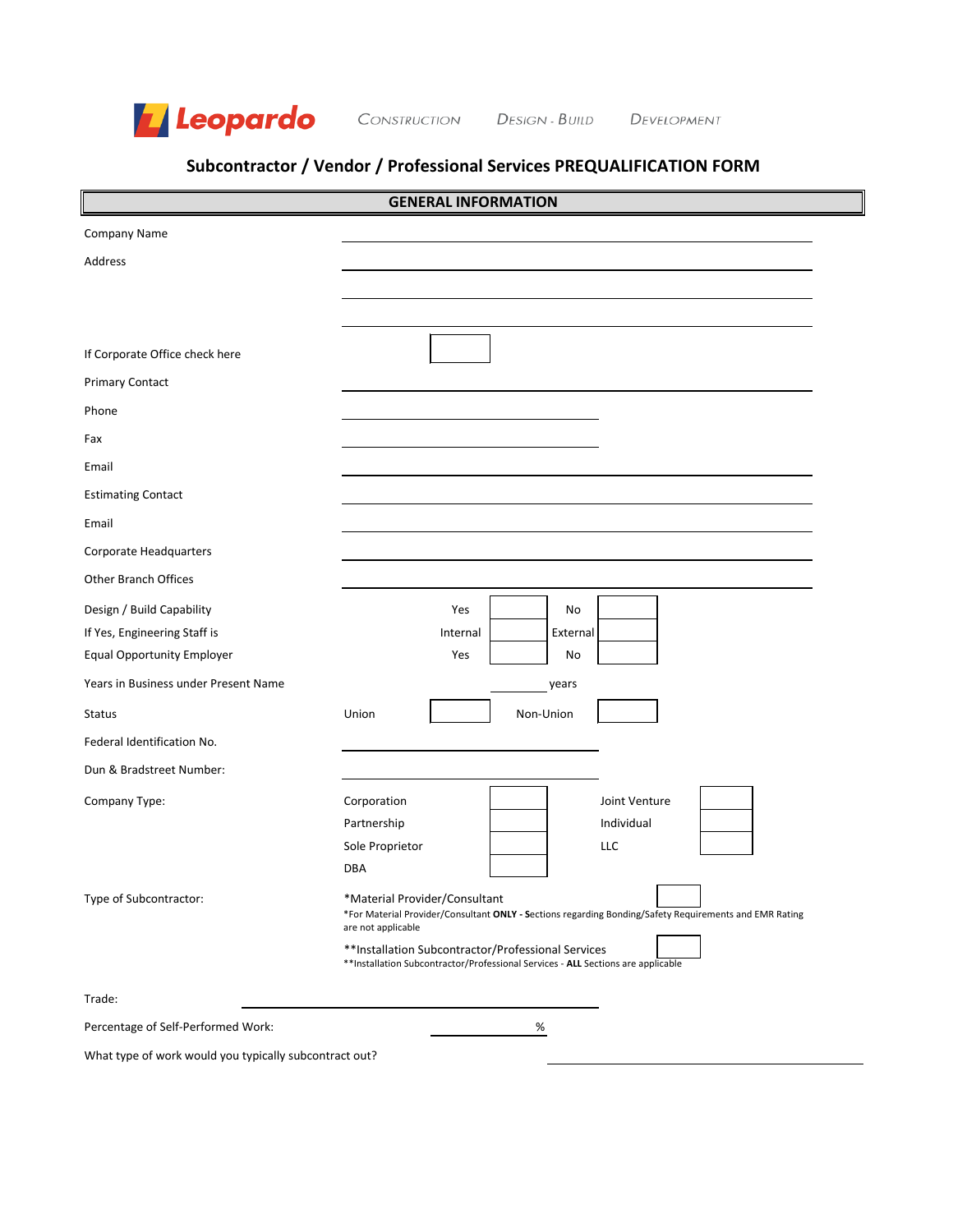Leopardo Construction Design - Build Development

# Subcontractor / Vendor / Professional Services PREQUALIFICATION FORM

## GENERAL INFORMATION

Company Name ______________________________

Address ______________________________

______________________________

______________________________

If Corporate Office check here ☐

Primary Contact ______________________________

Phone ______________________________

Fax ______________________________

Email ______________________________

Estimating Contact ______________________________

Email ______________________________

Corporate Headquarters ______________________________

Other Branch Offices ______________________________

| | | | | |
|---|---|---|---|---|
| Design / Build Capability | Yes | ☐ | No | ☐ |
| If Yes, Engineering Staff is | Internal | ☐ | External | ☐ |
| Equal Opportunity Employer | Yes | ☐ | No | ☐ |

Years in Business under Present Name ________ years

Status Union ☐ Non-Union ☐

Federal Identification No. ______________________________

Dun & Bradstreet Number: ______________________________

Company Type:

| | | | |
|---|---|---|---|
| Corporation | ☐ | Joint Venture | ☐ |
| Partnership | ☐ | Individual | ☐ |
| Sole Proprietor | ☐ | LLC | ☐ |
| DBA | ☐ | | |

Type of Subcontractor:

*Material Provider/Consultant ☐

*For Material Provider/Consultant **ONLY -** Sections regarding Bonding/Safety Requirements and EMR Rating are not applicable

**Installation Subcontractor/Professional Services ☐

**Installation Subcontractor/Professional Services - **ALL** Sections are applicable

Trade: ______________________________

Percentage of Self-Performed Work: ________ %

What type of work would you typically subcontract out? ______________________________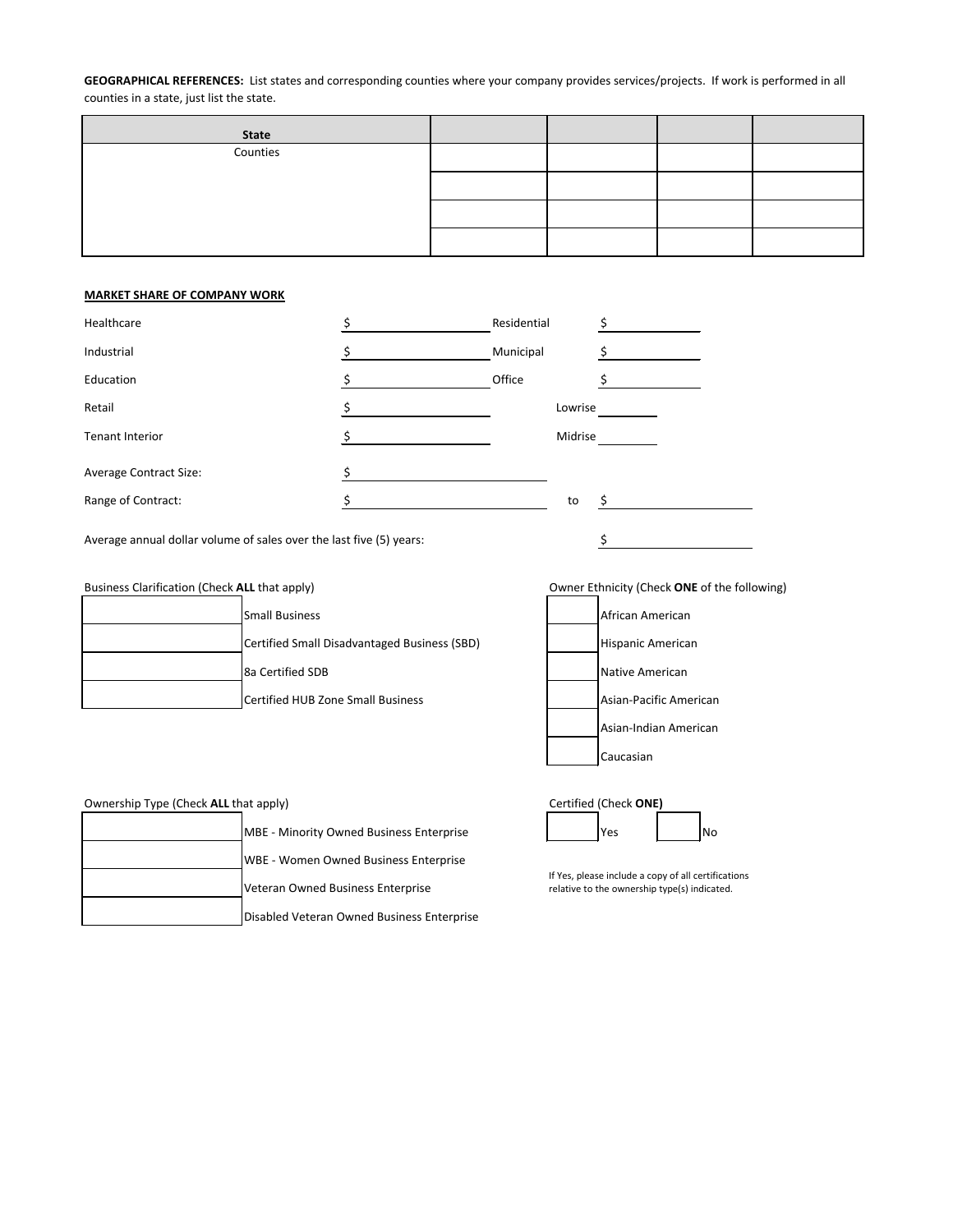**GEOGRAPHICAL REFERENCES:** List states and corresponding counties where your company provides services/projects. If work is performed in all counties in a state, just list the state.

| State | | | | |
|---|---|---|---|---|
| Counties | | | | |
| | | | | |
| | | | | |
| | | | | |

**MARKET SHARE OF COMPANY WORK**

| | | | |
|---|---|---|---|
| Healthcare | $ | Residential | $ |
| Industrial | $ | Municipal | $ |
| Education | $ | Office | $ |
| Retail | $ | Lowrise | |
| Tenant Interior | $ | Midrise | |

Average Contract Size: $

Range of Contract: $ to $

Average annual dollar volume of sales over the last five (5) years: $

Business Clarification (Check **ALL** that apply)

| | |
|---|---|
| | Small Business |
| | Certified Small Disadvantaged Business (SBD) |
| | 8a Certified SDB |
| | Certified HUB Zone Small Business |

Owner Ethnicity (Check **ONE** of the following)

| | |
|---|---|
| | African American |
| | Hispanic American |
| | Native American |
| | Asian-Pacific American |
| | Asian-Indian American |
| | Caucasian |

Ownership Type (Check **ALL** that apply)

| | |
|---|---|
| | MBE - Minority Owned Business Enterprise |
| | WBE - Women Owned Business Enterprise |
| | Veteran Owned Business Enterprise |
| | Disabled Veteran Owned Business Enterprise |

Certified (Check **ONE)**

| | | | |
|---|---|---|---|
| | Yes | | No |

If Yes, please include a copy of all certifications relative to the ownership type(s) indicated.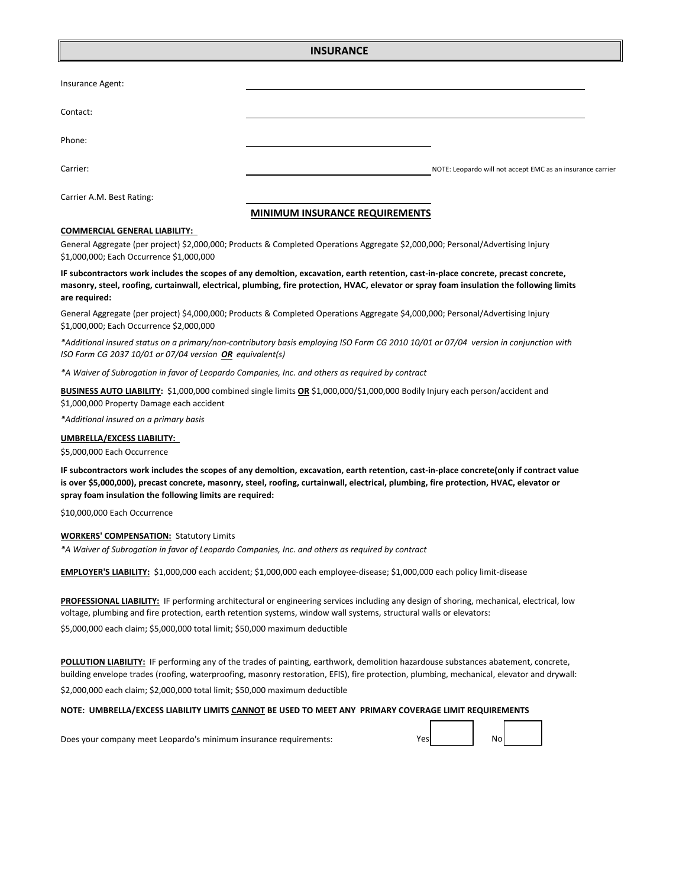## INSURANCE

Insurance Agent: \_\_\_\_\_\_\_\_\_\_\_\_\_\_\_\_\_\_\_\_\_\_\_\_\_\_\_\_\_\_\_\_\_\_\_\_\_\_\_\_

Contact: \_\_\_\_\_\_\_\_\_\_\_\_\_\_\_\_\_\_\_\_\_\_\_\_\_\_\_\_\_\_\_\_\_\_\_\_\_\_\_\_

Phone: \_\_\_\_\_\_\_\_\_\_\_\_\_\_\_\_\_\_\_\_\_\_\_\_\_\_\_\_

Carrier: \_\_\_\_\_\_\_\_\_\_\_\_\_\_\_\_\_\_\_\_\_\_\_\_\_\_\_\_ NOTE: Leopardo will not accept EMC as an insurance carrier

Carrier A.M. Best Rating: \_\_\_\_\_\_\_\_\_\_\_\_\_\_\_\_\_\_\_\_\_\_\_\_\_\_\_\_

### MINIMUM INSURANCE REQUIREMENTS

**COMMERCIAL GENERAL LIABILITY:**

General Aggregate (per project) $2,000,000; Products & Completed Operations Aggregate $2,000,000; Personal/Advertising Injury $1,000,000; Each Occurrence $1,000,000

**IF subcontractors work includes the scopes of any demoltion, excavation, earth retention, cast-in-place concrete, precast concrete, masonry, steel, roofing, curtainwall, electrical, plumbing, fire protection, HVAC, elevator or spray foam insulation the following limits are required:**

General Aggregate (per project) $4,000,000; Products & Completed Operations Aggregate $4,000,000; Personal/Advertising Injury $1,000,000; Each Occurrence $2,000,000

*\*Additional insured status on a primary/non-contributory basis employing ISO Form CG 2010 10/01 or 07/04 version in conjunction with ISO Form CG 2037 10/01 or 07/04 version **OR** equivalent(s)*

*\*A Waiver of Subrogation in favor of Leopardo Companies, Inc. and others as required by contract*

**BUSINESS AUTO LIABILITY:** $1,000,000 combined single limits **OR** $1,000,000/$1,000,000 Bodily Injury each person/accident and $1,000,000 Property Damage each accident

*\*Additional insured on a primary basis*

**UMBRELLA/EXCESS LIABILITY:**

$5,000,000 Each Occurrence

**IF subcontractors work includes the scopes of any demoltion, excavation, earth retention, cast-in-place concrete(only if contract value is over $5,000,000), precast concrete, masonry, steel, roofing, curtainwall, electrical, plumbing, fire protection, HVAC, elevator or spray foam insulation the following limits are required:**

$10,000,000 Each Occurrence

**WORKERS' COMPENSATION:** Statutory Limits

*\*A Waiver of Subrogation in favor of Leopardo Companies, Inc. and others as required by contract*

**EMPLOYER'S LIABILITY:** $1,000,000 each accident; $1,000,000 each employee-disease; $1,000,000 each policy limit-disease

**PROFESSIONAL LIABILITY:** IF performing architectural or engineering services including any design of shoring, mechanical, electrical, low voltage, plumbing and fire protection, earth retention systems, window wall systems, structural walls or elevators:

$5,000,000 each claim; $5,000,000 total limit; $50,000 maximum deductible

**POLLUTION LIABILITY:** IF performing any of the trades of painting, earthwork, demolition hazardouse substances abatement, concrete, building envelope trades (roofing, waterproofing, masonry restoration, EFIS), fire protection, plumbing, mechanical, elevator and drywall:

$2,000,000 each claim; $2,000,000 total limit; $50,000 maximum deductible

**NOTE: UMBRELLA/EXCESS LIABILITY LIMITS CANNOT BE USED TO MEET ANY PRIMARY COVERAGE LIMIT REQUIREMENTS**

Does your company meet Leopardo's minimum insurance requirements: Yes ☐ No ☐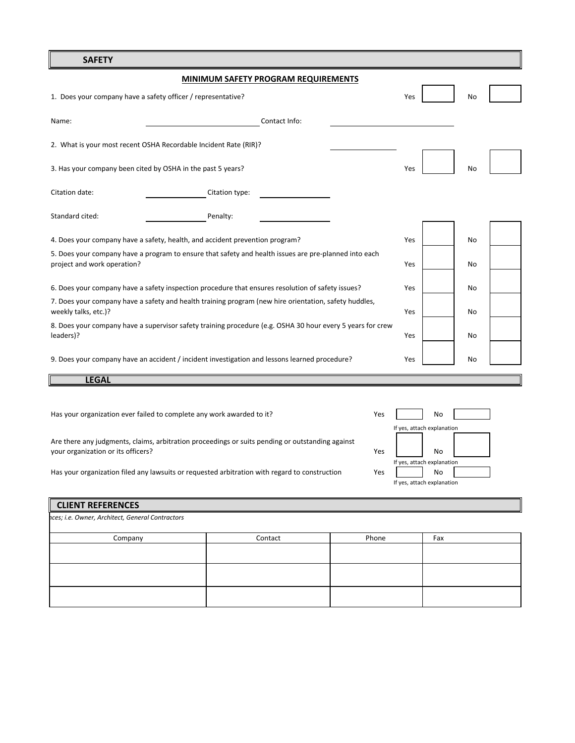## SAFETY

### MINIMUM SAFETY PROGRAM REQUIREMENTS

1. Does your company have a safety officer / representative? Yes ____ No ____

Name: ____________________ Contact Info: ____________________

2. What is your most recent OSHA Recordable Incident Rate (RIR)? ____________

3. Has your company been cited by OSHA in the past 5 years? Yes ____ No ____

Citation date: ____________ Citation type: ____________

Standard cited: ____________ Penalty: ____________

| Question | Yes | | No | |
|---|---|---|---|---|
| 4. Does your company have a safety, health, and accident prevention program? | Yes | | No | |
| 5. Does your company have a program to ensure that safety and health issues are pre-planned into each project and work operation? | Yes | | No | |
| 6. Does your company have a safety inspection procedure that ensures resolution of safety issues? | Yes | | No | |
| 7. Does your company have a safety and health training program (new hire orientation, safety huddles, weekly talks, etc.)? | Yes | | No | |
| 8. Does your company have a supervisor safety training procedure (e.g. OSHA 30 hour every 5 years for crew leaders)? | Yes | | No | |
| 9. Does your company have an accident / incident investigation and lessons learned procedure? | Yes | | No | |

## LEGAL

Has your organization ever failed to complete any work awarded to it? Yes ____ No ____
If yes, attach explanation

Are there any judgments, claims, arbitration proceedings or suits pending or outstanding against your organization or its officers? Yes ____ No ____
If yes, attach explanation

Has your organization filed any lawsuits or requested arbitration with regard to construction Yes ____ No ____
If yes, attach explanation

## CLIENT REFERENCES

*nces; i.e. Owner, Architect, General Contractors*

| Company | Contact | Phone | Fax |
|---|---|---|---|
| | | | |
| | | | |
| | | | |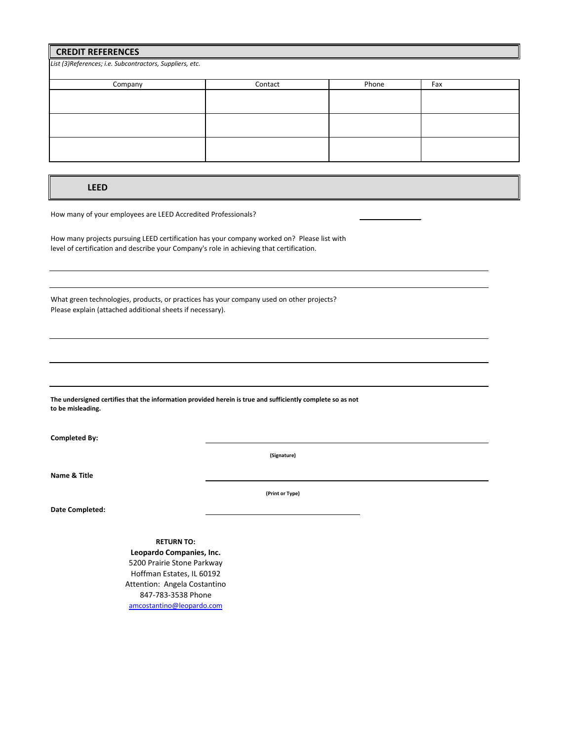## CREDIT REFERENCES

*List (3)References; i.e. Subcontractors, Suppliers, etc.*

| Company | Contact | Phone | Fax |
|---|---|---|---|
| | | | |
| | | | |
| | | | |

## LEED

How many of your employees are LEED Accredited Professionals? ____________

How many projects pursuing LEED certification has your company worked on? Please list with level of certification and describe your Company's role in achieving that certification.

_______________________________________________________________________________

_______________________________________________________________________________

What green technologies, products, or practices has your company used on other projects? Please explain (attached additional sheets if necessary).

_______________________________________________________________________________

_______________________________________________________________________________

_______________________________________________________________________________

**The undersigned certifies that the information provided herein is true and sufficiently complete so as not to be misleading.**

**Completed By:** _______________________________________________

**(Signature)**

**Name & Title** _______________________________________________

**(Print or Type)**

**Date Completed:** ____________________________

**RETURN TO:**
**Leopardo Companies, Inc.**
5200 Prairie Stone Parkway
Hoffman Estates, IL 60192
Attention: Angela Costantino
847-783-3538 Phone
amcostantino@leopardo.com